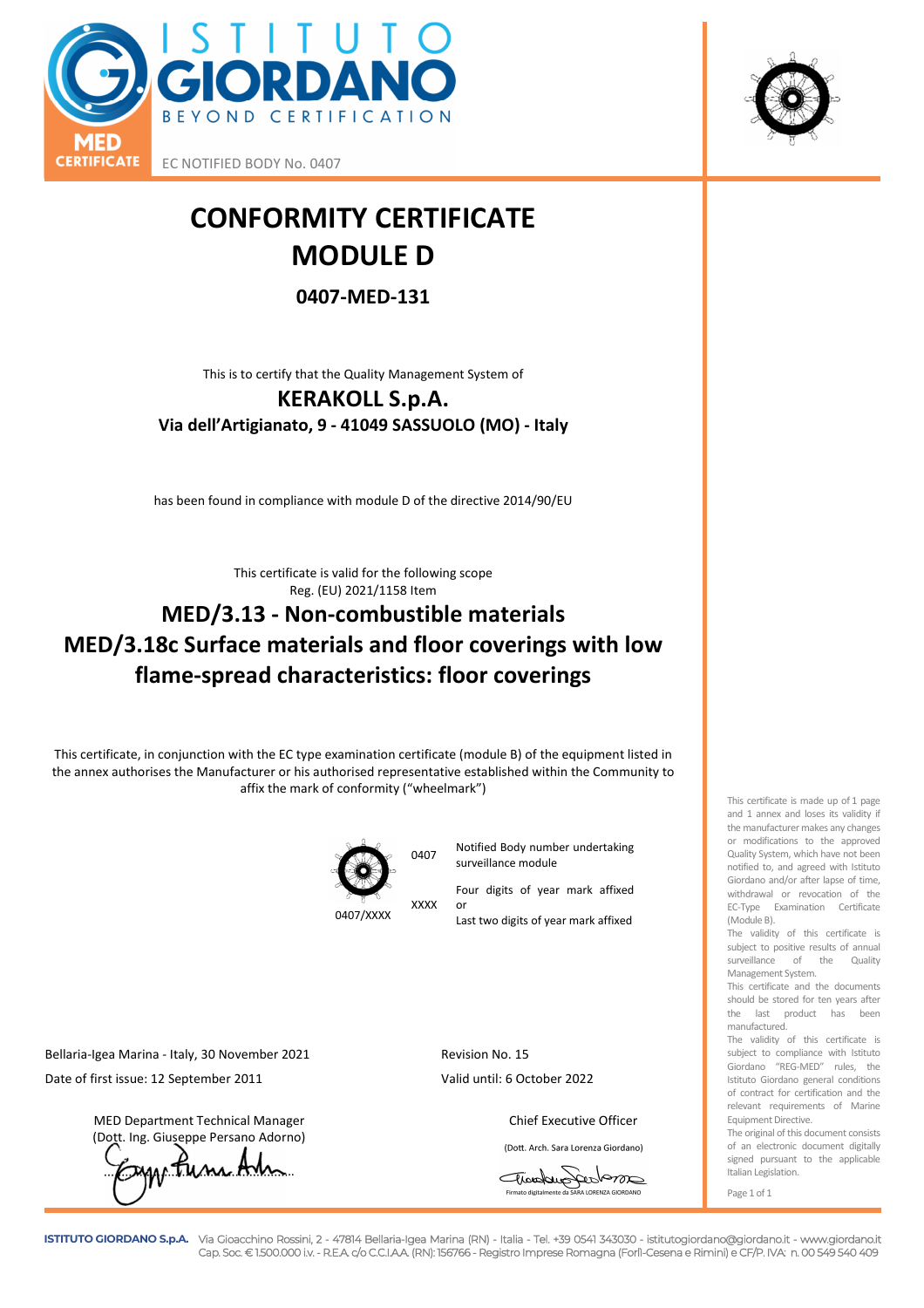ISTITUTO GIORDANO
BEYOND CERTIFICATION

MED CERTIFICATE

EC NOTIFIED BODY No. 0407

# CONFORMITY CERTIFICATE
# MODULE D

## 0407-MED-131

This is to certify that the Quality Management System of

**KERAKOLL S.p.A.**
**Via dell'Artigianato, 9 - 41049 SASSUOLO (MO) - Italy**

has been found in compliance with module D of the directive 2014/90/EU

This certificate is valid for the following scope
Reg. (EU) 2021/1158 Item

## MED/3.13 - Non-combustible materials
## MED/3.18c Surface materials and floor coverings with low flame-spread characteristics: floor coverings

This certificate, in conjunction with the EC type examination certificate (module B) of the equipment listed in the annex authorises the Manufacturer or his authorised representative established within the Community to affix the mark of conformity ("wheelmark")

| | | |
|---|---|---|
| 0407/XXXX | 0407 | Notified Body number undertaking surveillance module |
| | XXXX | Four digits of year mark affixed or Last two digits of year mark affixed |

This certificate is made up of 1 page and 1 annex and loses its validity if the manufacturer makes any changes or modifications to the approved Quality System, which have not been notified to, and agreed with Istituto Giordano and/or after lapse of time, withdrawal or revocation of the EC-Type Examination Certificate (Module B).
The validity of this certificate is subject to positive results of annual surveillance of the Quality Management System.
This certificate and the documents should be stored for ten years after the last product has been manufactured.
The validity of this certificate is subject to compliance with Istituto Giordano "REG-MED" rules, the Istituto Giordano general conditions of contract for certification and the relevant requirements of Marine Equipment Directive.
The original of this document consists of an electronic document digitally signed pursuant to the applicable Italian Legislation.

Bellaria-Igea Marina - Italy, 30 November 2021
Date of first issue: 12 September 2011

Revision No. 15
Valid until: 6 October 2022

MED Department Technical Manager
(Dott. Ing. Giuseppe Persano Adorno)

Chief Executive Officer
(Dott. Arch. Sara Lorenza Giordano)
Firmato digitalmente da SARA LORENZA GIORDANO

**ISTITUTO GIORDANO S.p.A.** Via Gioacchino Rossini, 2 - 47814 Bellaria-Igea Marina (RN) - Italia - Tel. +39 0541 343030 - istitutogiordano@giordano.it - www.giordano.it
Cap. Soc. € 1.500.000 i.v. - R.E.A. c/o C.C.I.A.A. (RN): 156766 - Registro Imprese Romagna (Forlì-Cesena e Rimini) e CF/P. IVA: n. 00 549 540 409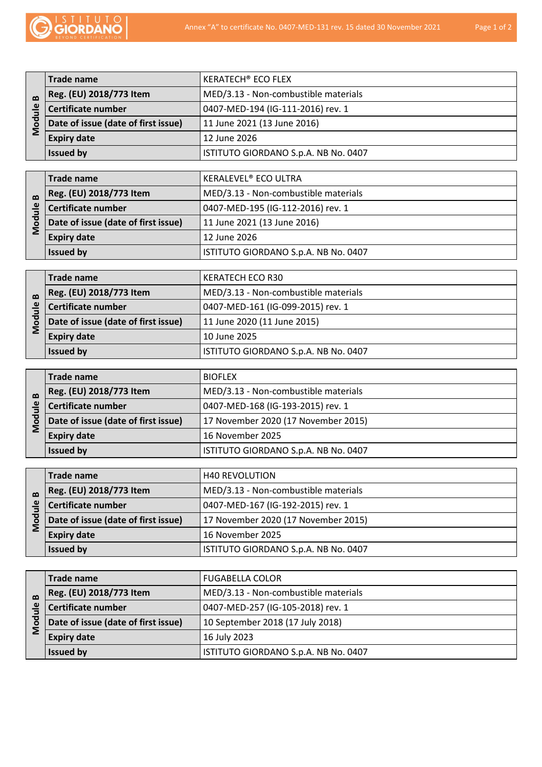| Module B | Trade name | KERATECH® ECO FLEX |
|---|---|---|
| | Reg. (EU) 2018/773 Item | MED/3.13 - Non-combustible materials |
| | Certificate number | 0407-MED-194 (IG-111-2016) rev. 1 |
| | Date of issue (date of first issue) | 11 June 2021 (13 June 2016) |
| | Expiry date | 12 June 2026 |
| | Issued by | ISTITUTO GIORDANO S.p.A. NB No. 0407 |

| Module B | Trade name | KERALEVEL® ECO ULTRA |
|---|---|---|
| | Reg. (EU) 2018/773 Item | MED/3.13 - Non-combustible materials |
| | Certificate number | 0407-MED-195 (IG-112-2016) rev. 1 |
| | Date of issue (date of first issue) | 11 June 2021 (13 June 2016) |
| | Expiry date | 12 June 2026 |
| | Issued by | ISTITUTO GIORDANO S.p.A. NB No. 0407 |

| Module B | Trade name | KERATECH ECO R30 |
|---|---|---|
| | Reg. (EU) 2018/773 Item | MED/3.13 - Non-combustible materials |
| | Certificate number | 0407-MED-161 (IG-099-2015) rev. 1 |
| | Date of issue (date of first issue) | 11 June 2020 (11 June 2015) |
| | Expiry date | 10 June 2025 |
| | Issued by | ISTITUTO GIORDANO S.p.A. NB No. 0407 |

| Module B | Trade name | BIOFLEX |
|---|---|---|
| | Reg. (EU) 2018/773 Item | MED/3.13 - Non-combustible materials |
| | Certificate number | 0407-MED-168 (IG-193-2015) rev. 1 |
| | Date of issue (date of first issue) | 17 November 2020 (17 November 2015) |
| | Expiry date | 16 November 2025 |
| | Issued by | ISTITUTO GIORDANO S.p.A. NB No. 0407 |

| Module B | Trade name | H40 REVOLUTION |
|---|---|---|
| | Reg. (EU) 2018/773 Item | MED/3.13 - Non-combustible materials |
| | Certificate number | 0407-MED-167 (IG-192-2015) rev. 1 |
| | Date of issue (date of first issue) | 17 November 2020 (17 November 2015) |
| | Expiry date | 16 November 2025 |
| | Issued by | ISTITUTO GIORDANO S.p.A. NB No. 0407 |

| Module B | Trade name | FUGABELLA COLOR |
|---|---|---|
| | Reg. (EU) 2018/773 Item | MED/3.13 - Non-combustible materials |
| | Certificate number | 0407-MED-257 (IG-105-2018) rev. 1 |
| | Date of issue (date of first issue) | 10 September 2018 (17 July 2018) |
| | Expiry date | 16 July 2023 |
| | Issued by | ISTITUTO GIORDANO S.p.A. NB No. 0407 |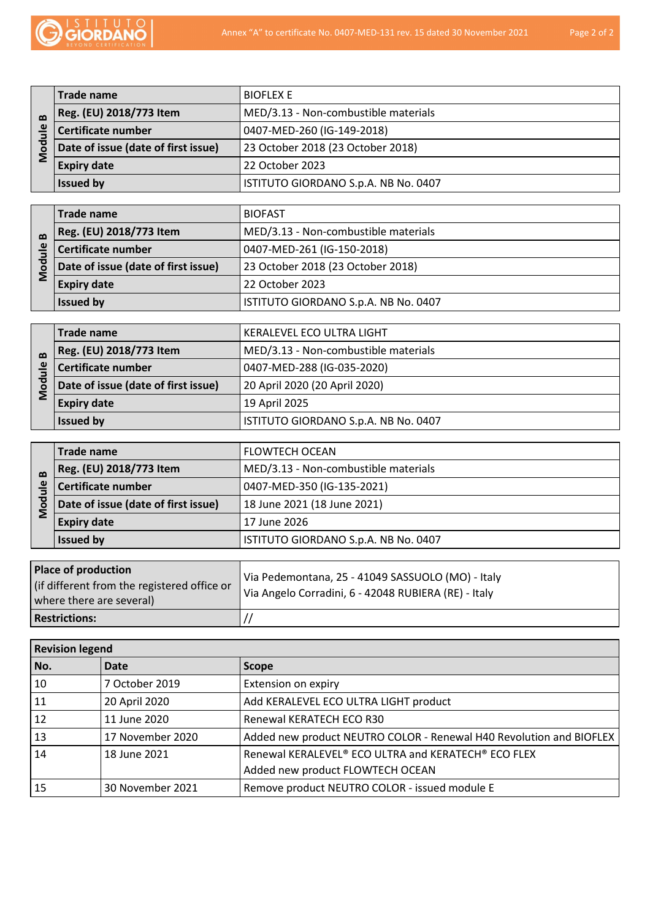| Module B | | |
|---|---|---|
| | Trade name | BIOFLEX E |
| | Reg. (EU) 2018/773 Item | MED/3.13 - Non-combustible materials |
| | Certificate number | 0407-MED-260 (IG-149-2018) |
| | Date of issue (date of first issue) | 23 October 2018 (23 October 2018) |
| | Expiry date | 22 October 2023 |
| | Issued by | ISTITUTO GIORDANO S.p.A. NB No. 0407 |

| Module B | | |
|---|---|---|
| | Trade name | BIOFAST |
| | Reg. (EU) 2018/773 Item | MED/3.13 - Non-combustible materials |
| | Certificate number | 0407-MED-261 (IG-150-2018) |
| | Date of issue (date of first issue) | 23 October 2018 (23 October 2018) |
| | Expiry date | 22 October 2023 |
| | Issued by | ISTITUTO GIORDANO S.p.A. NB No. 0407 |

| Module B | | |
|---|---|---|
| | Trade name | KERALEVEL ECO ULTRA LIGHT |
| | Reg. (EU) 2018/773 Item | MED/3.13 - Non-combustible materials |
| | Certificate number | 0407-MED-288 (IG-035-2020) |
| | Date of issue (date of first issue) | 20 April 2020 (20 April 2020) |
| | Expiry date | 19 April 2025 |
| | Issued by | ISTITUTO GIORDANO S.p.A. NB No. 0407 |

| Module B | | |
|---|---|---|
| | Trade name | FLOWTECH OCEAN |
| | Reg. (EU) 2018/773 Item | MED/3.13 - Non-combustible materials |
| | Certificate number | 0407-MED-350 (IG-135-2021) |
| | Date of issue (date of first issue) | 18 June 2021 (18 June 2021) |
| | Expiry date | 17 June 2026 |
| | Issued by | ISTITUTO GIORDANO S.p.A. NB No. 0407 |

| | |
|---|---|
| **Place of production** (if different from the registered office or where there are several) | Via Pedemontana, 25 - 41049 SASSUOLO (MO) - Italy<br>Via Angelo Corradini, 6 - 42048 RUBIERA (RE) - Italy |
| **Restrictions:** | // |

| Revision legend | | |
|---|---|---|
| **No.** | **Date** | **Scope** |
| 10 | 7 October 2019 | Extension on expiry |
| 11 | 20 April 2020 | Add KERALEVEL ECO ULTRA LIGHT product |
| 12 | 11 June 2020 | Renewal KERATECH ECO R30 |
| 13 | 17 November 2020 | Added new product NEUTRO COLOR - Renewal H40 Revolution and BIOFLEX |
| 14 | 18 June 2021 | Renewal KERALEVEL® ECO ULTRA and KERATECH® ECO FLEX<br>Added new product FLOWTECH OCEAN |
| 15 | 30 November 2021 | Remove product NEUTRO COLOR - issued module E |